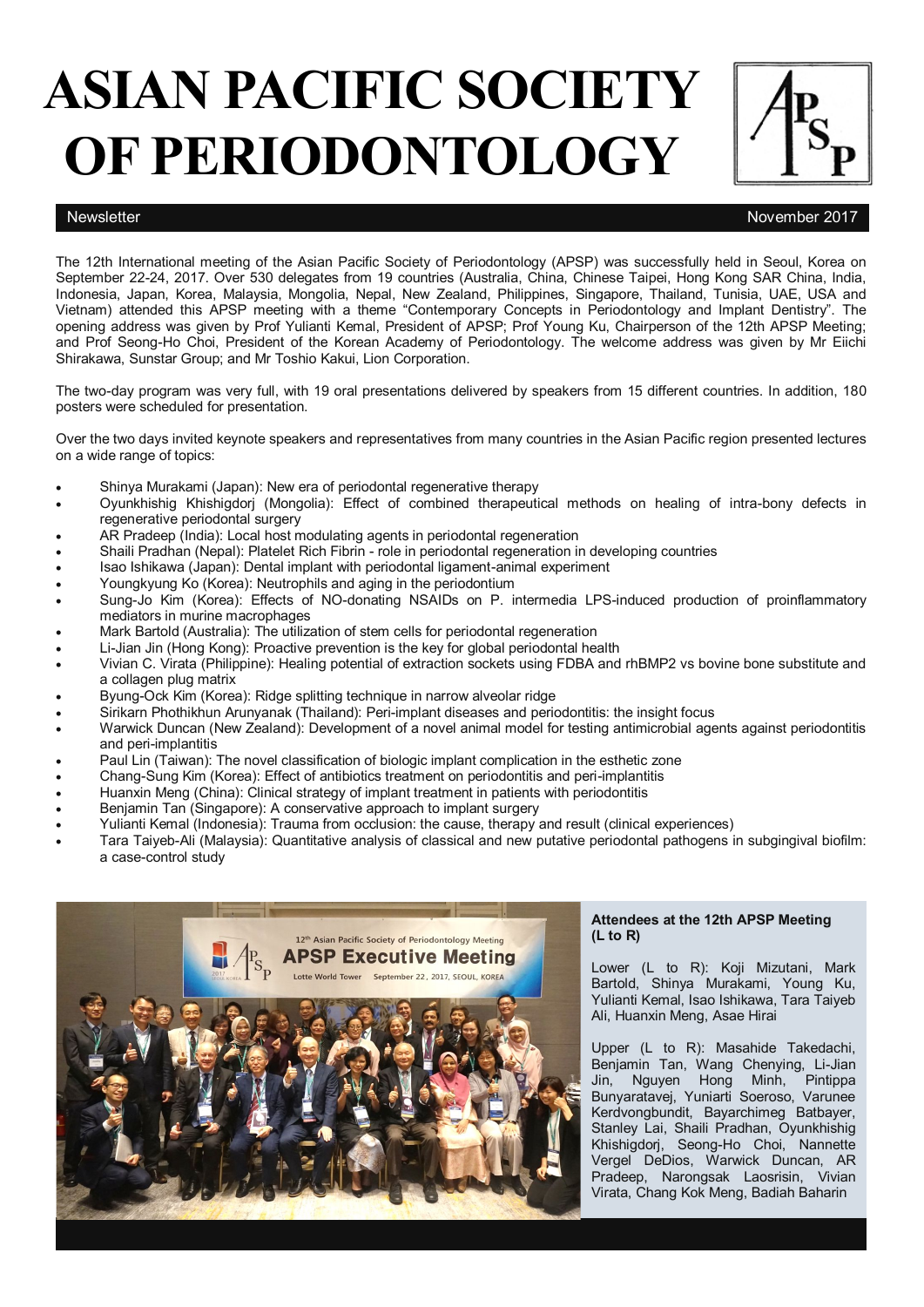# ASIAN PACIFIC SOCIETY OF PERIODONTOLOGY

Newsletter November 2017

The 12th International meeting of the Asian Pacific Society of Periodontology (APSP) was successfully held in Seoul, Korea on September 22-24, 2017. Over 530 delegates from 19 countries (Australia, China, Chinese Taipei, Hong Kong SAR China, India, Indonesia, Japan, Korea, Malaysia, Mongolia, Nepal, New Zealand, Philippines, Singapore, Thailand, Tunisia, UAE, USA and Vietnam) attended this APSP meeting with a theme "Contemporary Concepts in Periodontology and Implant Dentistry". The opening address was given by Prof Yulianti Kemal, President of APSP; Prof Young Ku, Chairperson of the 12th APSP Meeting; and Prof Seong-Ho Choi, President of the Korean Academy of Periodontology. The welcome address was given by Mr Eiichi Shirakawa, Sunstar Group; and Mr Toshio Kakui, Lion Corporation.

The two-day program was very full, with 19 oral presentations delivered by speakers from 15 different countries. In addition, 180 posters were scheduled for presentation.

Over the two days invited keynote speakers and representatives from many countries in the Asian Pacific region presented lectures on a wide range of topics:

- Shinya Murakami (Japan): New era of periodontal regenerative therapy
- Oyunkhishig Khishigdorj (Mongolia): Effect of combined therapeutical methods on healing of intra-bony defects in regenerative periodontal surgery
- AR Pradeep (India): Local host modulating agents in periodontal regeneration
- Shaili Pradhan (Nepal): Platelet Rich Fibrin - role in periodontal regeneration in developing countries
- Isao Ishikawa (Japan): Dental implant with periodontal ligament-animal experiment
- Youngkyung Ko (Korea): Neutrophils and aging in the periodontium
- Sung-Jo Kim (Korea): Effects of NO-donating NSAIDs on P. intermedia LPS-induced production of proinflammatory mediators in murine macrophages
- Mark Bartold (Australia): The utilization of stem cells for periodontal regeneration
- Li-Jian Jin (Hong Kong): Proactive prevention is the key for global periodontal health
- Vivian C. Virata (Philippine): Healing potential of extraction sockets using FDBA and rhBMP2 vs bovine bone substitute and a collagen plug matrix
- Byung-Ock Kim (Korea): Ridge splitting technique in narrow alveolar ridge
- Sirikarn Phothikhun Arunyanak (Thailand): Peri-implant diseases and periodontitis: the insight focus
- Warwick Duncan (New Zealand): Development of a novel animal model for testing antimicrobial agents against periodontitis and peri-implantitis
- Paul Lin (Taiwan): The novel classification of biologic implant complication in the esthetic zone
- Chang-Sung Kim (Korea): Effect of antibiotics treatment on periodontitis and peri-implantitis
- Huanxin Meng (China): Clinical strategy of implant treatment in patients with periodontitis
- Benjamin Tan (Singapore): A conservative approach to implant surgery
- Yulianti Kemal (Indonesia): Trauma from occlusion: the cause, therapy and result (clinical experiences)
- Tara Taiyeb-Ali (Malaysia): Quantitative analysis of classical and new putative periodontal pathogens in subgingival biofilm: a case-control study

**Attendees at the 12th APSP Meeting (L to R)**

Lower (L to R): Koji Mizutani, Mark Bartold, Shinya Murakami, Young Ku, Yulianti Kemal, Isao Ishikawa, Tara Taiyeb Ali, Huanxin Meng, Asae Hirai

Upper (L to R): Masahide Takedachi, Benjamin Tan, Wang Chenying, Li-Jian Jin, Nguyen Hong Minh, Pintippa Bunyaratavej, Yuniarti Soeroso, Varunee Kerdvongbundit, Bayarchimeg Batbayer, Stanley Lai, Shaili Pradhan, Oyunkhishig Khishigdorj, Seong-Ho Choi, Nannette Vergel DeDios, Warwick Duncan, AR Pradeep, Narongsak Laosrisin, Vivian Virata, Chang Kok Meng, Badiah Baharin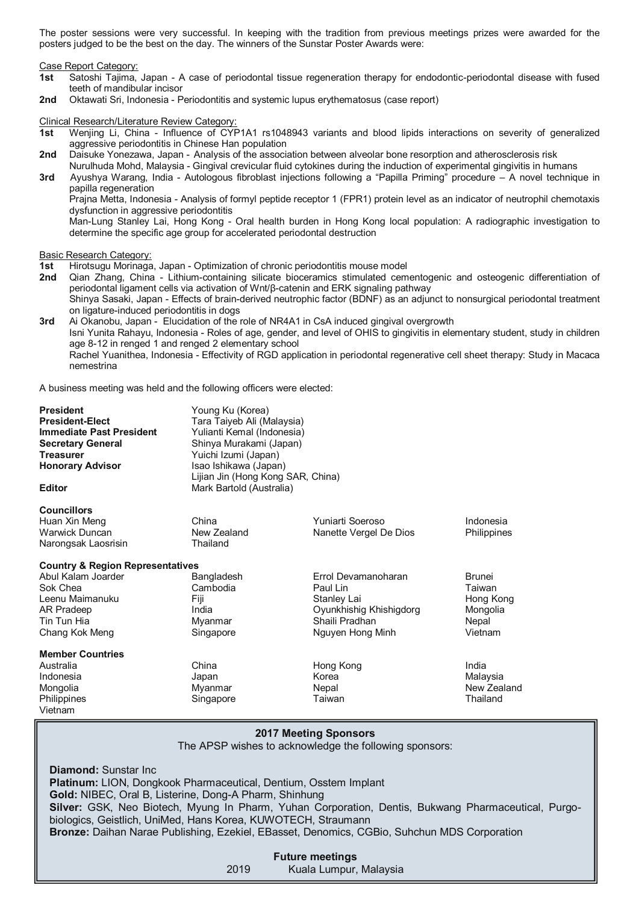The poster sessions were very successful. In keeping with the tradition from previous meetings prizes were awarded for the posters judged to be the best on the day. The winners of the Sunstar Poster Awards were:

Case Report Category:

**1st** Satoshi Tajima, Japan - A case of periodontal tissue regeneration therapy for endodontic-periodontal disease with fused teeth of mandibular incisor

**2nd** Oktawati Sri, Indonesia - Periodontitis and systemic lupus erythematosus (case report)

Clinical Research/Literature Review Category:

**1st** Wenjing Li, China - Influence of CYP1A1 rs1048943 variants and blood lipids interactions on severity of generalized aggressive periodontitis in Chinese Han population

**2nd** Daisuke Yonezawa, Japan - Analysis of the association between alveolar bone resorption and atherosclerosis risk
Nurulhuda Mohd, Malaysia - Gingival crevicular fluid cytokines during the induction of experimental gingivitis in humans

**3rd** Ayushya Warang, India - Autologous fibroblast injections following a "Papilla Priming" procedure – A novel technique in papilla regeneration
Prajna Metta, Indonesia - Analysis of formyl peptide receptor 1 (FPR1) protein level as an indicator of neutrophil chemotaxis dysfunction in aggressive periodontitis
Man-Lung Stanley Lai, Hong Kong - Oral health burden in Hong Kong local population: A radiographic investigation to determine the specific age group for accelerated periodontal destruction

Basic Research Category:

**1st** Hirotsugu Morinaga, Japan - Optimization of chronic periodontitis mouse model

**2nd** Qian Zhang, China - Lithium-containing silicate bioceramics stimulated cementogenic and osteogenic differentiation of periodontal ligament cells via activation of Wnt/β-catenin and ERK signaling pathway
Shinya Sasaki, Japan - Effects of brain-derived neutrophic factor (BDNF) as an adjunct to nonsurgical periodontal treatment on ligature-induced periodontitis in dogs

**3rd** Ai Okanobu, Japan - Elucidation of the role of NR4A1 in CsA induced gingival overgrowth
Isni Yunita Rahayu, Indonesia - Roles of age, gender, and level of OHIS to gingivitis in elementary student, study in children age 8-12 in renged 1 and renged 2 elementary school
Rachel Yuanithea, Indonesia - Effectivity of RGD application in periodontal regenerative cell sheet therapy: Study in Macaca nemestrina

A business meeting was held and the following officers were elected:

| | |
|---|---|
| **President** | Young Ku (Korea) |
| **President-Elect** | Tara Taiyeb Ali (Malaysia) |
| **Immediate Past President** | Yulianti Kemal (Indonesia) |
| **Secretary General** | Shinya Murakami (Japan) |
| **Treasurer** | Yuichi Izumi (Japan) |
| **Honorary Advisor** | Isao Ishikawa (Japan)<br>Lijian Jin (Hong Kong SAR, China) |
| **Editor** | Mark Bartold (Australia) |

**Councillors**

| | | | |
|---|---|---|---|
| Huan Xin Meng | China | Yuniarti Soeroso | Indonesia |
| Warwick Duncan | New Zealand | Nanette Vergel De Dios | Philippines |
| Narongsak Laosrisin | Thailand | | |

**Country & Region Representatives**

| | | | |
|---|---|---|---|
| Abul Kalam Joarder | Bangladesh | Errol Devamanoharan | Brunei |
| Sok Chea | Cambodia | Paul Lin | Taiwan |
| Leenu Maimanuku | Fiji | Stanley Lai | Hong Kong |
| AR Pradeep | India | Oyunkhishig Khishigdorg | Mongolia |
| Tin Tun Hia | Myanmar | Shaili Pradhan | Nepal |
| Chang Kok Meng | Singapore | Nguyen Hong Minh | Vietnam |

**Member Countries**

| | | | |
|---|---|---|---|
| Australia | China | Hong Kong | India |
| Indonesia | Japan | Korea | Malaysia |
| Mongolia | Myanmar | Nepal | New Zealand |
| Philippines | Singapore | Taiwan | Thailand |
| Vietnam | | | |

## 2017 Meeting Sponsors

The APSP wishes to acknowledge the following sponsors:

**Diamond:** Sunstar Inc
**Platinum:** LION, Dongkook Pharmaceutical, Dentium, Osstem Implant
**Gold:** NIBEC, Oral B, Listerine, Dong-A Pharm, Shinhung
**Silver:** GSK, Neo Biotech, Myung In Pharm, Yuhan Corporation, Dentis, Bukwang Pharmaceutical, Purgo-biologics, Geistlich, UniMed, Hans Korea, KUWOTECH, Straumann
**Bronze:** Daihan Narae Publishing, Ezekiel, EBasset, Denomics, CGBio, Suhchun MDS Corporation

## Future meetings

2019 Kuala Lumpur, Malaysia